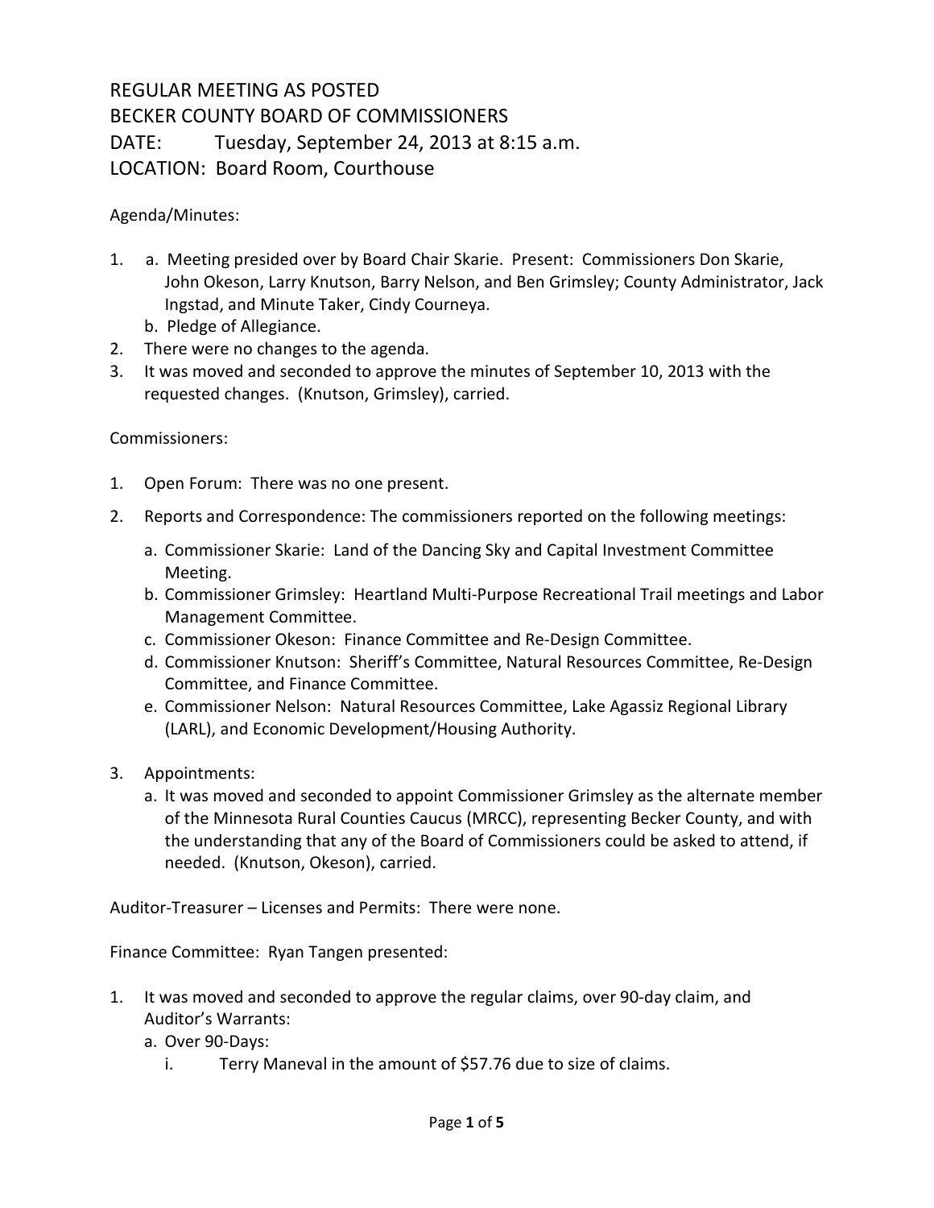REGULAR MEETING AS POSTED
BECKER COUNTY BOARD OF COMMISSIONERS
DATE: Tuesday, September 24, 2013 at 8:15 a.m.
LOCATION: Board Room, Courthouse

Agenda/Minutes:

1. a. Meeting presided over by Board Chair Skarie. Present: Commissioners Don Skarie, John Okeson, Larry Knutson, Barry Nelson, and Ben Grimsley; County Administrator, Jack Ingstad, and Minute Taker, Cindy Courneya.
   b. Pledge of Allegiance.
2. There were no changes to the agenda.
3. It was moved and seconded to approve the minutes of September 10, 2013 with the requested changes. (Knutson, Grimsley), carried.

Commissioners:

1. Open Forum: There was no one present.
2. Reports and Correspondence: The commissioners reported on the following meetings:
   a. Commissioner Skarie: Land of the Dancing Sky and Capital Investment Committee Meeting.
   b. Commissioner Grimsley: Heartland Multi-Purpose Recreational Trail meetings and Labor Management Committee.
   c. Commissioner Okeson: Finance Committee and Re-Design Committee.
   d. Commissioner Knutson: Sheriff's Committee, Natural Resources Committee, Re-Design Committee, and Finance Committee.
   e. Commissioner Nelson: Natural Resources Committee, Lake Agassiz Regional Library (LARL), and Economic Development/Housing Authority.
3. Appointments:
   a. It was moved and seconded to appoint Commissioner Grimsley as the alternate member of the Minnesota Rural Counties Caucus (MRCC), representing Becker County, and with the understanding that any of the Board of Commissioners could be asked to attend, if needed. (Knutson, Okeson), carried.

Auditor-Treasurer – Licenses and Permits: There were none.

Finance Committee: Ryan Tangen presented:

1. It was moved and seconded to approve the regular claims, over 90-day claim, and Auditor's Warrants:
   a. Over 90-Days:
      i. Terry Maneval in the amount of $57.76 due to size of claims.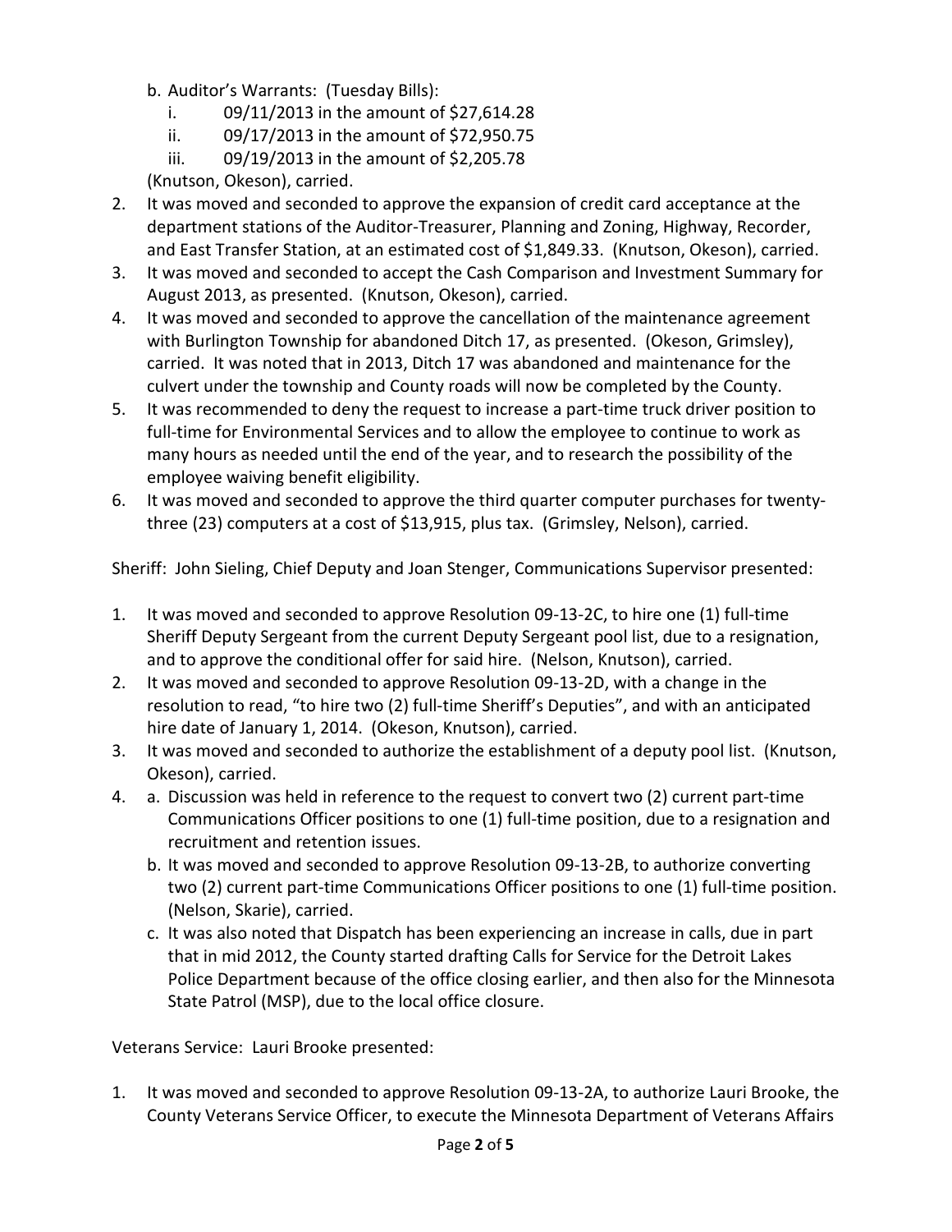b. Auditor's Warrants: (Tuesday Bills):
      i. 09/11/2013 in the amount of $27,614.28
      ii. 09/17/2013 in the amount of $72,950.75
      iii. 09/19/2013 in the amount of $2,205.78

   (Knutson, Okeson), carried.

2. It was moved and seconded to approve the expansion of credit card acceptance at the department stations of the Auditor-Treasurer, Planning and Zoning, Highway, Recorder, and East Transfer Station, at an estimated cost of $1,849.33. (Knutson, Okeson), carried.
3. It was moved and seconded to accept the Cash Comparison and Investment Summary for August 2013, as presented. (Knutson, Okeson), carried.
4. It was moved and seconded to approve the cancellation of the maintenance agreement with Burlington Township for abandoned Ditch 17, as presented. (Okeson, Grimsley), carried. It was noted that in 2013, Ditch 17 was abandoned and maintenance for the culvert under the township and County roads will now be completed by the County.
5. It was recommended to deny the request to increase a part-time truck driver position to full-time for Environmental Services and to allow the employee to continue to work as many hours as needed until the end of the year, and to research the possibility of the employee waiving benefit eligibility.
6. It was moved and seconded to approve the third quarter computer purchases for twenty-three (23) computers at a cost of $13,915, plus tax. (Grimsley, Nelson), carried.

Sheriff: John Sieling, Chief Deputy and Joan Stenger, Communications Supervisor presented:

1. It was moved and seconded to approve Resolution 09-13-2C, to hire one (1) full-time Sheriff Deputy Sergeant from the current Deputy Sergeant pool list, due to a resignation, and to approve the conditional offer for said hire. (Nelson, Knutson), carried.
2. It was moved and seconded to approve Resolution 09-13-2D, with a change in the resolution to read, "to hire two (2) full-time Sheriff's Deputies", and with an anticipated hire date of January 1, 2014. (Okeson, Knutson), carried.
3. It was moved and seconded to authorize the establishment of a deputy pool list. (Knutson, Okeson), carried.
4. a. Discussion was held in reference to the request to convert two (2) current part-time Communications Officer positions to one (1) full-time position, due to a resignation and recruitment and retention issues.
   b. It was moved and seconded to approve Resolution 09-13-2B, to authorize converting two (2) current part-time Communications Officer positions to one (1) full-time position. (Nelson, Skarie), carried.
   c. It was also noted that Dispatch has been experiencing an increase in calls, due in part that in mid 2012, the County started drafting Calls for Service for the Detroit Lakes Police Department because of the office closing earlier, and then also for the Minnesota State Patrol (MSP), due to the local office closure.

Veterans Service: Lauri Brooke presented:

1. It was moved and seconded to approve Resolution 09-13-2A, to authorize Lauri Brooke, the County Veterans Service Officer, to execute the Minnesota Department of Veterans Affairs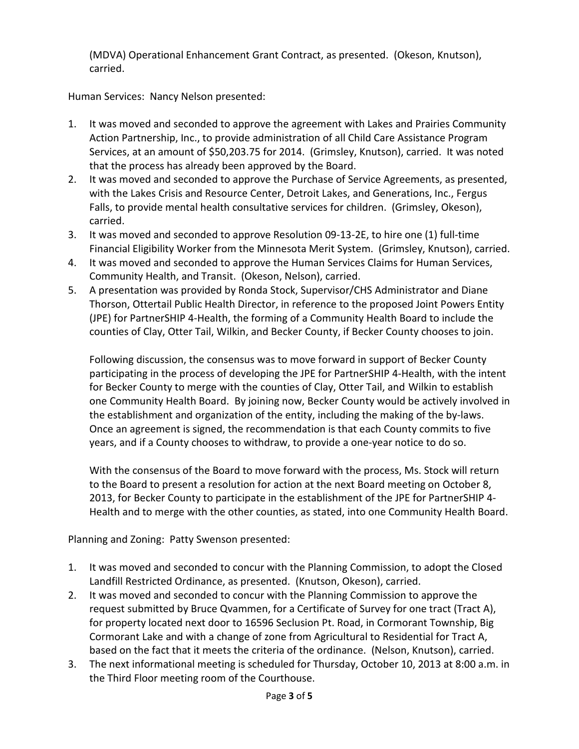(MDVA) Operational Enhancement Grant Contract, as presented. (Okeson, Knutson), carried.

Human Services: Nancy Nelson presented:

1. It was moved and seconded to approve the agreement with Lakes and Prairies Community Action Partnership, Inc., to provide administration of all Child Care Assistance Program Services, at an amount of $50,203.75 for 2014. (Grimsley, Knutson), carried. It was noted that the process has already been approved by the Board.
2. It was moved and seconded to approve the Purchase of Service Agreements, as presented, with the Lakes Crisis and Resource Center, Detroit Lakes, and Generations, Inc., Fergus Falls, to provide mental health consultative services for children. (Grimsley, Okeson), carried.
3. It was moved and seconded to approve Resolution 09-13-2E, to hire one (1) full-time Financial Eligibility Worker from the Minnesota Merit System. (Grimsley, Knutson), carried.
4. It was moved and seconded to approve the Human Services Claims for Human Services, Community Health, and Transit. (Okeson, Nelson), carried.
5. A presentation was provided by Ronda Stock, Supervisor/CHS Administrator and Diane Thorson, Ottertail Public Health Director, in reference to the proposed Joint Powers Entity (JPE) for PartnerSHIP 4-Health, the forming of a Community Health Board to include the counties of Clay, Otter Tail, Wilkin, and Becker County, if Becker County chooses to join.

   Following discussion, the consensus was to move forward in support of Becker County participating in the process of developing the JPE for PartnerSHIP 4-Health, with the intent for Becker County to merge with the counties of Clay, Otter Tail, and Wilkin to establish one Community Health Board. By joining now, Becker County would be actively involved in the establishment and organization of the entity, including the making of the by-laws. Once an agreement is signed, the recommendation is that each County commits to five years, and if a County chooses to withdraw, to provide a one-year notice to do so.

   With the consensus of the Board to move forward with the process, Ms. Stock will return to the Board to present a resolution for action at the next Board meeting on October 8, 2013, for Becker County to participate in the establishment of the JPE for PartnerSHIP 4-Health and to merge with the other counties, as stated, into one Community Health Board.

Planning and Zoning: Patty Swenson presented:

1. It was moved and seconded to concur with the Planning Commission, to adopt the Closed Landfill Restricted Ordinance, as presented. (Knutson, Okeson), carried.
2. It was moved and seconded to concur with the Planning Commission to approve the request submitted by Bruce Qvammen, for a Certificate of Survey for one tract (Tract A), for property located next door to 16596 Seclusion Pt. Road, in Cormorant Township, Big Cormorant Lake and with a change of zone from Agricultural to Residential for Tract A, based on the fact that it meets the criteria of the ordinance. (Nelson, Knutson), carried.
3. The next informational meeting is scheduled for Thursday, October 10, 2013 at 8:00 a.m. in the Third Floor meeting room of the Courthouse.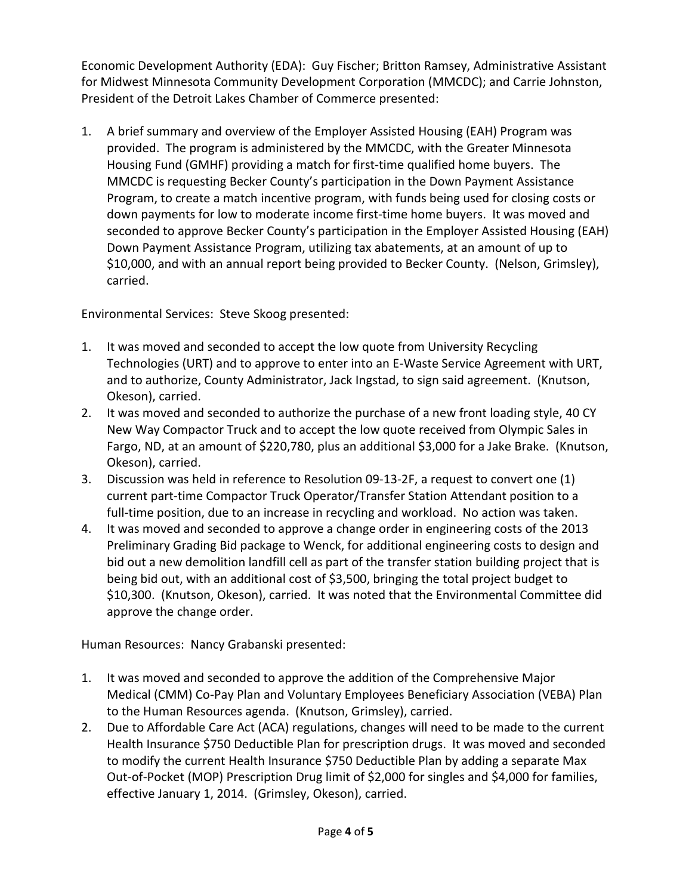Economic Development Authority (EDA): Guy Fischer; Britton Ramsey, Administrative Assistant for Midwest Minnesota Community Development Corporation (MMCDC); and Carrie Johnston, President of the Detroit Lakes Chamber of Commerce presented:

1. A brief summary and overview of the Employer Assisted Housing (EAH) Program was provided. The program is administered by the MMCDC, with the Greater Minnesota Housing Fund (GMHF) providing a match for first-time qualified home buyers. The MMCDC is requesting Becker County's participation in the Down Payment Assistance Program, to create a match incentive program, with funds being used for closing costs or down payments for low to moderate income first-time home buyers. It was moved and seconded to approve Becker County's participation in the Employer Assisted Housing (EAH) Down Payment Assistance Program, utilizing tax abatements, at an amount of up to $10,000, and with an annual report being provided to Becker County. (Nelson, Grimsley), carried.

Environmental Services: Steve Skoog presented:

1. It was moved and seconded to accept the low quote from University Recycling Technologies (URT) and to approve to enter into an E-Waste Service Agreement with URT, and to authorize, County Administrator, Jack Ingstad, to sign said agreement. (Knutson, Okeson), carried.
2. It was moved and seconded to authorize the purchase of a new front loading style, 40 CY New Way Compactor Truck and to accept the low quote received from Olympic Sales in Fargo, ND, at an amount of $220,780, plus an additional $3,000 for a Jake Brake. (Knutson, Okeson), carried.
3. Discussion was held in reference to Resolution 09-13-2F, a request to convert one (1) current part-time Compactor Truck Operator/Transfer Station Attendant position to a full-time position, due to an increase in recycling and workload. No action was taken.
4. It was moved and seconded to approve a change order in engineering costs of the 2013 Preliminary Grading Bid package to Wenck, for additional engineering costs to design and bid out a new demolition landfill cell as part of the transfer station building project that is being bid out, with an additional cost of $3,500, bringing the total project budget to $10,300. (Knutson, Okeson), carried. It was noted that the Environmental Committee did approve the change order.

Human Resources: Nancy Grabanski presented:

1. It was moved and seconded to approve the addition of the Comprehensive Major Medical (CMM) Co-Pay Plan and Voluntary Employees Beneficiary Association (VEBA) Plan to the Human Resources agenda. (Knutson, Grimsley), carried.
2. Due to Affordable Care Act (ACA) regulations, changes will need to be made to the current Health Insurance $750 Deductible Plan for prescription drugs. It was moved and seconded to modify the current Health Insurance $750 Deductible Plan by adding a separate Max Out-of-Pocket (MOP) Prescription Drug limit of $2,000 for singles and $4,000 for families, effective January 1, 2014. (Grimsley, Okeson), carried.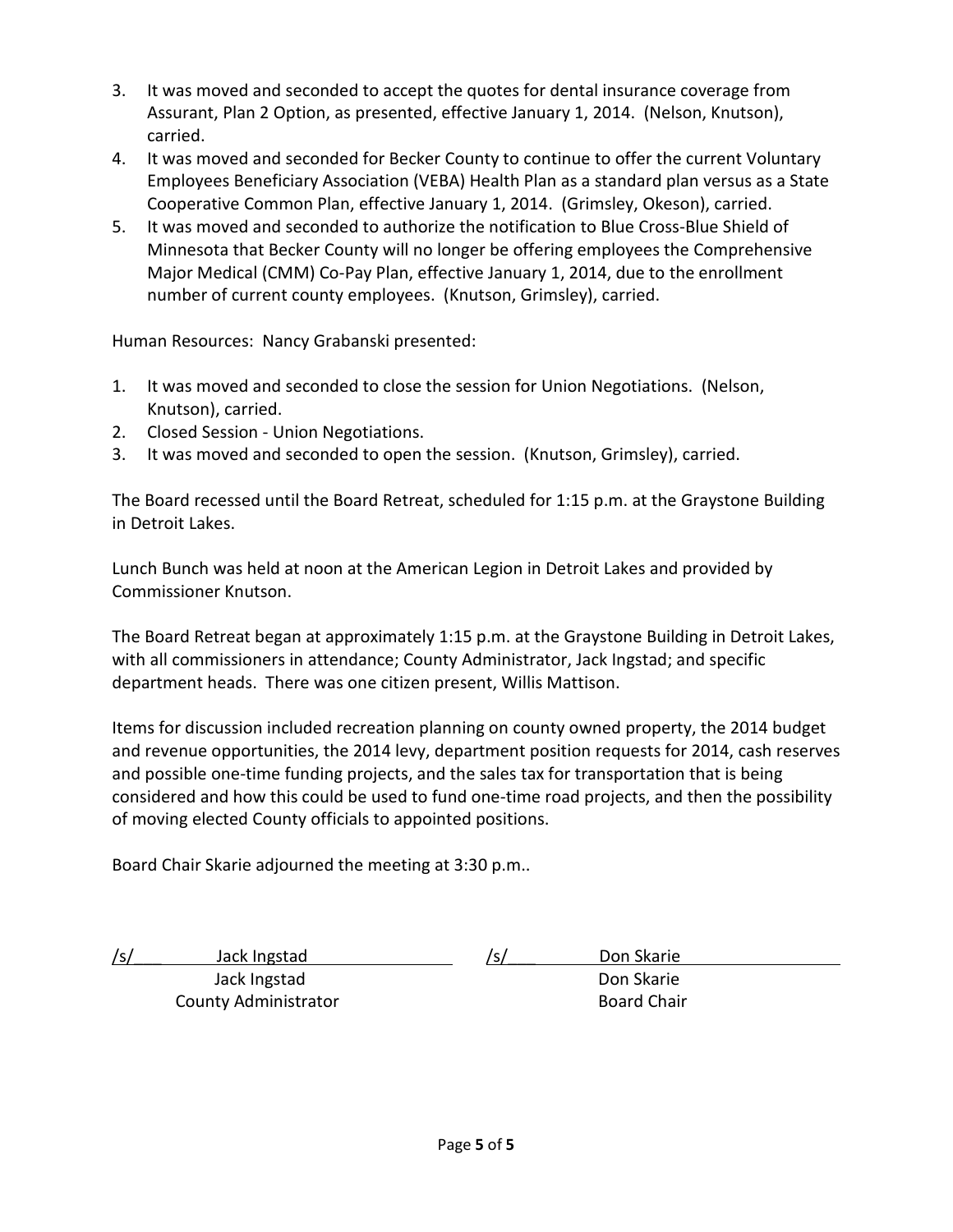3. It was moved and seconded to accept the quotes for dental insurance coverage from Assurant, Plan 2 Option, as presented, effective January 1, 2014. (Nelson, Knutson), carried.
4. It was moved and seconded for Becker County to continue to offer the current Voluntary Employees Beneficiary Association (VEBA) Health Plan as a standard plan versus as a State Cooperative Common Plan, effective January 1, 2014. (Grimsley, Okeson), carried.
5. It was moved and seconded to authorize the notification to Blue Cross-Blue Shield of Minnesota that Becker County will no longer be offering employees the Comprehensive Major Medical (CMM) Co-Pay Plan, effective January 1, 2014, due to the enrollment number of current county employees. (Knutson, Grimsley), carried.

Human Resources: Nancy Grabanski presented:

1. It was moved and seconded to close the session for Union Negotiations. (Nelson, Knutson), carried.
2. Closed Session - Union Negotiations.
3. It was moved and seconded to open the session. (Knutson, Grimsley), carried.

The Board recessed until the Board Retreat, scheduled for 1:15 p.m. at the Graystone Building in Detroit Lakes.

Lunch Bunch was held at noon at the American Legion in Detroit Lakes and provided by Commissioner Knutson.

The Board Retreat began at approximately 1:15 p.m. at the Graystone Building in Detroit Lakes, with all commissioners in attendance; County Administrator, Jack Ingstad; and specific department heads. There was one citizen present, Willis Mattison.

Items for discussion included recreation planning on county owned property, the 2014 budget and revenue opportunities, the 2014 levy, department position requests for 2014, cash reserves and possible one-time funding projects, and the sales tax for transportation that is being considered and how this could be used to fund one-time road projects, and then the possibility of moving elected County officials to appointed positions.

Board Chair Skarie adjourned the meeting at 3:30 p.m..

/s/___ Jack Ingstad
Jack Ingstad
County Administrator

/s/___ Don Skarie
Don Skarie
Board Chair